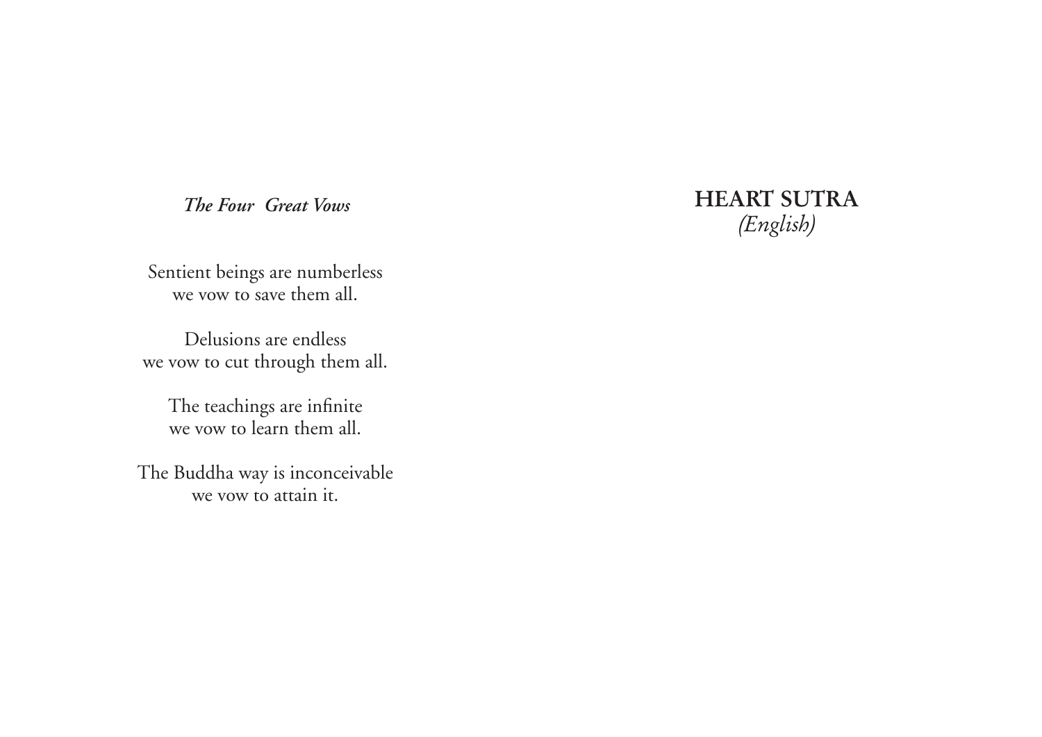## *The Four Great Vows*

Sentient beings are numberless
we vow to save them all.

Delusions are endless
we vow to cut through them all.

The teachings are infinite
we vow to learn them all.

The Buddha way is inconceivable
we vow to attain it.

# HEART SUTRA
*(English)*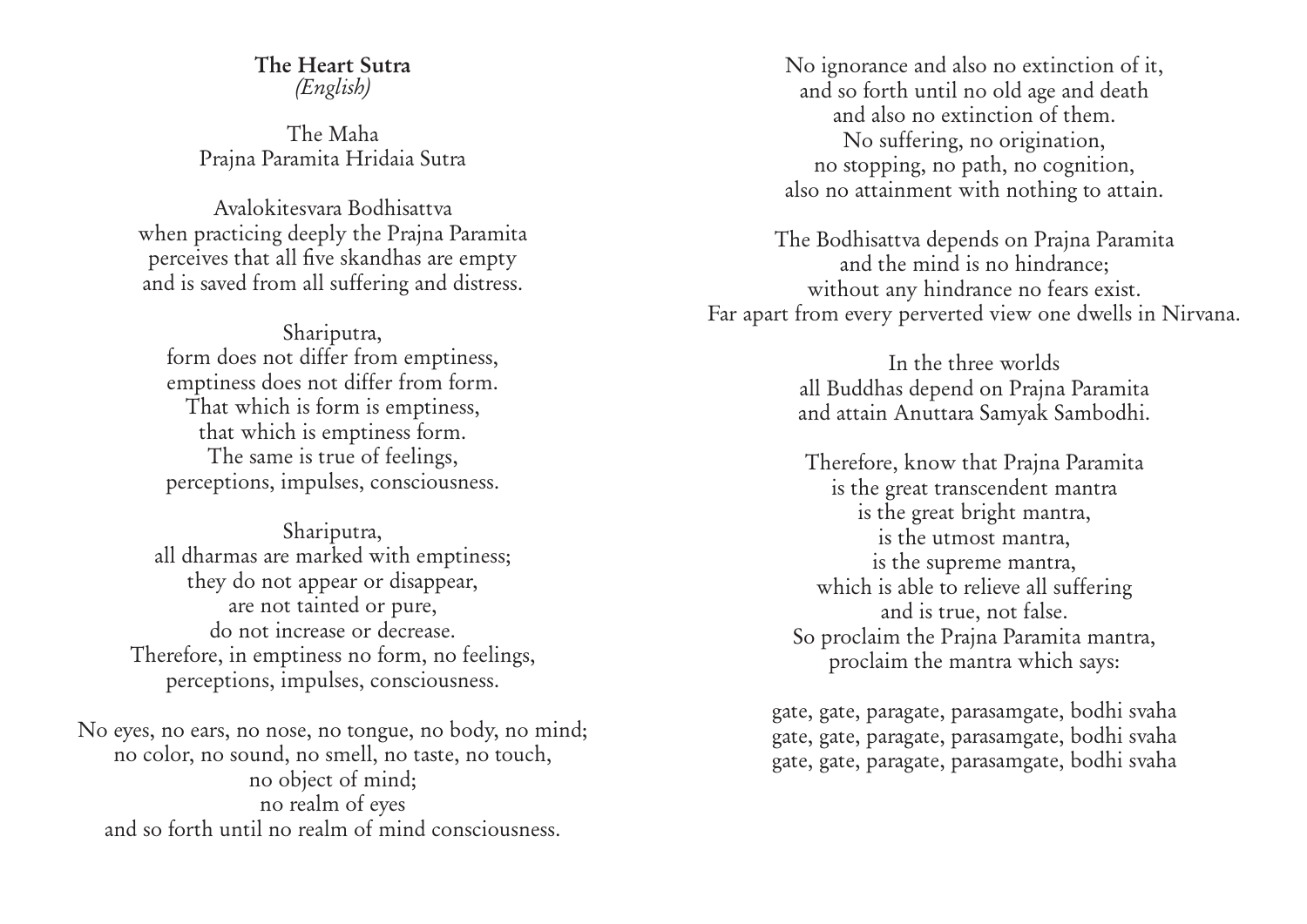**The Heart Sutra**
*(English)*

The Maha
Prajna Paramita Hridaia Sutra

Avalokitesvara Bodhisattva
when practicing deeply the Prajna Paramita
perceives that all five skandhas are empty
and is saved from all suffering and distress.

Shariputra,
form does not differ from emptiness,
emptiness does not differ from form.
That which is form is emptiness,
that which is emptiness form.
The same is true of feelings,
perceptions, impulses, consciousness.

Shariputra,
all dharmas are marked with emptiness;
they do not appear or disappear,
are not tainted or pure,
do not increase or decrease.
Therefore, in emptiness no form, no feelings,
perceptions, impulses, consciousness.

No eyes, no ears, no nose, no tongue, no body, no mind;
no color, no sound, no smell, no taste, no touch,
no object of mind;
no realm of eyes
and so forth until no realm of mind consciousness.

No ignorance and also no extinction of it,
and so forth until no old age and death
and also no extinction of them.
No suffering, no origination,
no stopping, no path, no cognition,
also no attainment with nothing to attain.

The Bodhisattva depends on Prajna Paramita
and the mind is no hindrance;
without any hindrance no fears exist.
Far apart from every perverted view one dwells in Nirvana.

In the three worlds
all Buddhas depend on Prajna Paramita
and attain Anuttara Samyak Sambodhi.

Therefore, know that Prajna Paramita
is the great transcendent mantra
is the great bright mantra,
is the utmost mantra,
is the supreme mantra,
which is able to relieve all suffering
and is true, not false.
So proclaim the Prajna Paramita mantra,
proclaim the mantra which says:

gate, gate, paragate, parasamgate, bodhi svaha
gate, gate, paragate, parasamgate, bodhi svaha
gate, gate, paragate, parasamgate, bodhi svaha